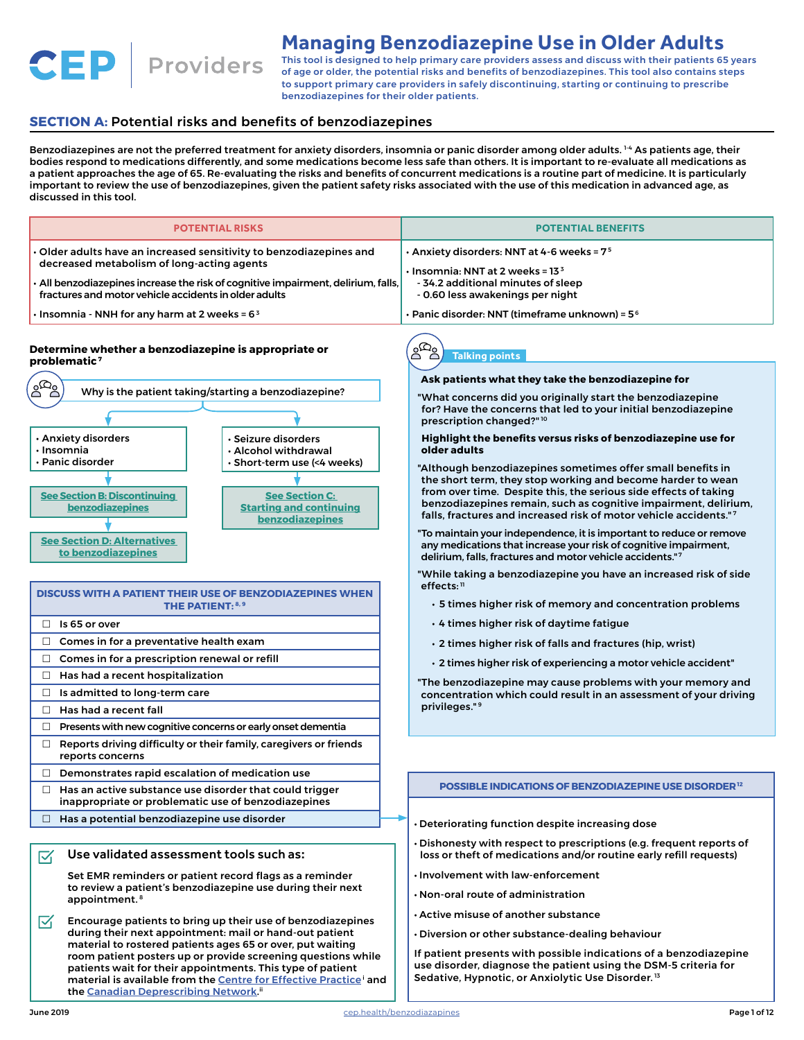# Managing Benzodiazepine Use in Older Adults

CEP Providers

This tool is designed to help primary care providers assess and discuss with their patients 65 years of age or older, the potential risks and benefits of benzodiazepines. This tool also contains steps to support primary care providers in safely discontinuing, starting or continuing to prescribe benzodiazepines for their older patients.

## SECTION A: Potential risks and benefits of benzodiazepines

Benzodiazepines are not the preferred treatment for anxiety disorders, insomnia or panic disorder among older adults.[1-4] As patients age, their bodies respond to medications differently, and some medications become less safe than others. It is important to re-evaluate all medications as a patient approaches the age of 65. Re-evaluating the risks and benefits of concurrent medications is a routine part of medicine. It is particularly important to review the use of benzodiazepines, given the patient safety risks associated with the use of this medication in advanced age, as discussed in this tool.

| POTENTIAL RISKS | POTENTIAL BENEFITS |
|---|---|
| • Older adults have an increased sensitivity to benzodiazepines and decreased metabolism of long-acting agents | • Anxiety disorders: NNT at 4-6 weeks = 7[5] |
| • All benzodiazepines increase the risk of cognitive impairment, delirium, falls, fractures and motor vehicle accidents in older adults | • Insomnia: NNT at 2 weeks = 13[3]<br>- 34.2 additional minutes of sleep<br>- 0.60 less awakenings per night |
| • Insomnia - NNH for any harm at 2 weeks = 6[3] | • Panic disorder: NNT (timeframe unknown) = 5[6] |

### Determine whether a benzodiazepine is appropriate or problematic[7]

Why is the patient taking/starting a benzodiazepine?

- Anxiety disorders
- Insomnia
- Panic disorder

→ See Section B: Discontinuing benzodiazepines

→ See Section D: Alternatives to benzodiazepines

- Seizure disorders
- Alcohol withdrawal
- Short-term use (<4 weeks)

→ See Section C: Starting and continuing benzodiazepines

| DISCUSS WITH A PATIENT THEIR USE OF BENZODIAZEPINES WHEN THE PATIENT:[8, 9] |
|---|
| ☐ Is 65 or over |
| ☐ Comes in for a preventative health exam |
| ☐ Comes in for a prescription renewal or refill |
| ☐ Has had a recent hospitalization |
| ☐ Is admitted to long-term care |
| ☐ Has had a recent fall |
| ☐ Presents with new cognitive concerns or early onset dementia |
| ☐ Reports driving difficulty or their family, caregivers or friends reports concerns |
| ☐ Demonstrates rapid escalation of medication use |
| ☐ Has an active substance use disorder that could trigger inappropriate or problematic use of benzodiazepines |
| ☐ Has a potential benzodiazepine use disorder |

### Use validated assessment tools such as:

☑ Set EMR reminders or patient record flags as a reminder to review a patient's benzodiazepine use during their next appointment.[8]

☑ Encourage patients to bring up their use of benzodiazepines during their next appointment: mail or hand-out patient material to rostered patients ages 65 or over, put waiting room patient posters up or provide screening questions while patients wait for their appointments. This type of patient material is available from the Centre for Effective Practice[i] and the Canadian Deprescribing Network.[ii]

### Talking points

**Ask patients what they take the benzodiazepine for**

"What concerns did you originally start the benzodiazepine for? Have the concerns that led to your initial benzodiazepine prescription changed?"[10]

**Highlight the benefits versus risks of benzodiazepine use for older adults**

"Although benzodiazepines sometimes offer small benefits in the short term, they stop working and become harder to wean from over time. Despite this, the serious side effects of taking benzodiazepines remain, such as cognitive impairment, delirium, falls, fractures and increased risk of motor vehicle accidents."[7]

"To maintain your independence, it is important to reduce or remove any medications that increase your risk of cognitive impairment, delirium, falls, fractures and motor vehicle accidents."[7]

"While taking a benzodiazepine you have an increased risk of side effects:[11]

- 5 times higher risk of memory and concentration problems
- 4 times higher risk of daytime fatigue
- 2 times higher risk of falls and fractures (hip, wrist)
- 2 times higher risk of experiencing a motor vehicle accident"

"The benzodiazepine may cause problems with your memory and concentration which could result in an assessment of your driving privileges."[9]

### POSSIBLE INDICATIONS OF BENZODIAZEPINE USE DISORDER[12]

- Deteriorating function despite increasing dose
- Dishonesty with respect to prescriptions (e.g. frequent reports of loss or theft of medications and/or routine early refill requests)
- Involvement with law-enforcement
- Non-oral route of administration
- Active misuse of another substance
- Diversion or other substance-dealing behaviour

If patient presents with possible indications of a benzodiazepine use disorder, diagnose the patient using the DSM-5 criteria for Sedative, Hypnotic, or Anxiolytic Use Disorder.[13]

June 2019 cep.health/benzodiazepines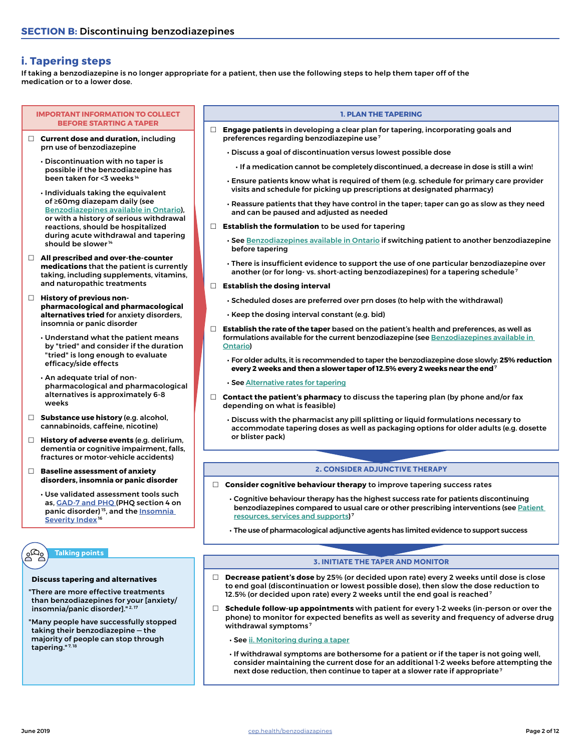## SECTION B: Discontinuing benzodiazepines

### i. Tapering steps

If taking a benzodiazepine is no longer appropriate for a patient, then use the following steps to help them taper off of the medication or to a lower dose.

#### IMPORTANT INFORMATION TO COLLECT BEFORE STARTING A TAPER

- ☐ **Current dose and duration,** including prn use of benzodiazepine
  - Discontinuation with no taper is possible if the benzodiazepine has been taken for <3 weeks[14]
  - Individuals taking the equivalent of ≥60mg diazepam daily (see Benzodiazepines available in Ontario), or with a history of serious withdrawal reactions, should be hospitalized during acute withdrawal and tapering should be slower[14]
- ☐ **All prescribed and over-the-counter medications** that the patient is currently taking, including supplements, vitamins, and naturopathic treatments
- ☐ **History of previous non-pharmacological and pharmacological alternatives tried** for anxiety disorders, insomnia or panic disorder
  - Understand what the patient means by "tried" and consider if the duration "tried" is long enough to evaluate efficacy/side effects
  - An adequate trial of non-pharmacological and pharmacological alternatives is approximately 6-8 weeks
- ☐ **Substance use history** (e.g. alcohol, cannabinoids, caffeine, nicotine)
- ☐ **History of adverse events** (e.g. delirium, dementia or cognitive impairment, falls, fractures or motor-vehicle accidents)
- ☐ **Baseline assessment of anxiety disorders, insomnia or panic disorder**
  - Use validated assessment tools such as, GAD-7 and PHQ (PHQ section 4 on panic disorder)[15], and the Insomnia Severity Index[16]

#### Talking points

**Discuss tapering and alternatives**

"There are more effective treatments than benzodiazepines for your [anxiety/insomnia/panic disorder]."[2,17]

"Many people have successfully stopped taking their benzodiazepine – the majority of people can stop through tapering."[7,18]

#### 1. PLAN THE TAPERING

- ☐ **Engage patients** in developing a clear plan for tapering, incorporating goals and preferences regarding benzodiazepine use[7]
  - Discuss a goal of discontinuation versus lowest possible dose
    - If a medication cannot be completely discontinued, a decrease in dose is still a win!
  - Ensure patients know what is required of them (e.g. schedule for primary care provider visits and schedule for picking up prescriptions at designated pharmacy)
  - Reassure patients that they have control in the taper; taper can go as slow as they need and can be paused and adjusted as needed
- ☐ **Establish the formulation** to be used for tapering
  - See Benzodiazepines available in Ontario if switching patient to another benzodiazepine before tapering
  - There is insufficient evidence to support the use of one particular benzodiazepine over another (or for long- vs. short-acting benzodiazepines) for a tapering schedule[7]
- ☐ **Establish the dosing interval**
  - Scheduled doses are preferred over prn doses (to help with the withdrawal)
  - Keep the dosing interval constant (e.g. bid)
- ☐ **Establish the rate of the taper** based on the patient's health and preferences, as well as formulations available for the current benzodiazepine (see Benzodiazepines available in Ontario)
  - For older adults, it is recommended to taper the benzodiazepine dose slowly: **25% reduction every 2 weeks and then a slower taper of 12.5% every 2 weeks near the end**[7]
  - See Alternative rates for tapering
- ☐ **Contact the patient's pharmacy** to discuss the tapering plan (by phone and/or fax depending on what is feasible)
  - Discuss with the pharmacist any pill splitting or liquid formulations necessary to accommodate tapering doses as well as packaging options for older adults (e.g. dosette or blister pack)

#### 2. CONSIDER ADJUNCTIVE THERAPY

- ☐ **Consider cognitive behaviour therapy** to improve tapering success rates
  - Cognitive behaviour therapy has the highest success rate for patients discontinuing benzodiazepines compared to usual care or other prescribing interventions (see Patient resources, services and supports)[7]
  - The use of pharmacological adjunctive agents has limited evidence to support success

#### 3. INITIATE THE TAPER AND MONITOR

- ☐ **Decrease patient's dose** by 25% (or decided upon rate) every 2 weeks until dose is close to end goal (discontinuation or lowest possible dose), then slow the dose reduction to 12.5% (or decided upon rate) every 2 weeks until the end goal is reached[7]
- ☐ **Schedule follow-up appointments** with patient for every 1-2 weeks (in-person or over the phone) to monitor for expected benefits as well as severity and frequency of adverse drug withdrawal symptoms[7]
  - See ii. Monitoring during a taper
  - If withdrawal symptoms are bothersome for a patient or if the taper is not going well, consider maintaining the current dose for an additional 1-2 weeks before attempting the next dose reduction, then continue to taper at a slower rate if appropriate[7]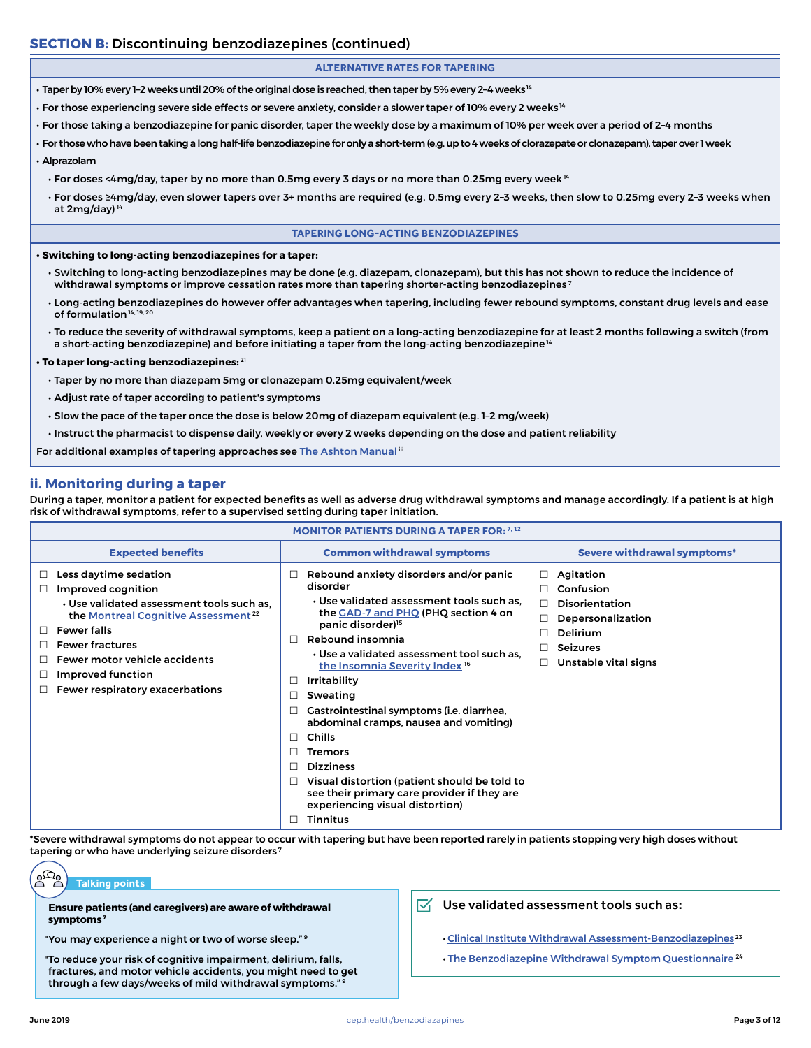## SECTION B: Discontinuing benzodiazepines (continued)

### ALTERNATIVE RATES FOR TAPERING

- Taper by 10% every 1–2 weeks until 20% of the original dose is reached, then taper by 5% every 2–4 weeks[14]
- For those experiencing severe side effects or severe anxiety, consider a slower taper of 10% every 2 weeks[14]
- For those taking a benzodiazepine for panic disorder, taper the weekly dose by a maximum of 10% per week over a period of 2–4 months
- For those who have been taking a long half-life benzodiazepine for only a short-term (e.g. up to 4 weeks of clorazepate or clonazepam), taper over 1 week
- Alprazolam
  - For doses <4mg/day, taper by no more than 0.5mg every 3 days or no more than 0.25mg every week[14]
  - For doses ≥4mg/day, even slower tapers over 3+ months are required (e.g. 0.5mg every 2–3 weeks, then slow to 0.25mg every 2–3 weeks when at 2mg/day)[14]

### TAPERING LONG-ACTING BENZODIAZEPINES

- **Switching to long-acting benzodiazepines for a taper:**
  - Switching to long-acting benzodiazepines may be done (e.g. diazepam, clonazepam), but this has not shown to reduce the incidence of withdrawal symptoms or improve cessation rates more than tapering shorter-acting benzodiazepines[7]
  - Long-acting benzodiazepines do however offer advantages when tapering, including fewer rebound symptoms, constant drug levels and ease of formulation[14, 19, 20]
  - To reduce the severity of withdrawal symptoms, keep a patient on a long-acting benzodiazepine for at least 2 months following a switch (from a short-acting benzodiazepine) and before initiating a taper from the long-acting benzodiazepine[14]
- **To taper long-acting benzodiazepines:**[21]
  - Taper by no more than diazepam 5mg or clonazepam 0.25mg equivalent/week
  - Adjust rate of taper according to patient's symptoms
  - Slow the pace of the taper once the dose is below 20mg of diazepam equivalent (e.g. 1–2 mg/week)
  - Instruct the pharmacist to dispense daily, weekly or every 2 weeks depending on the dose and patient reliability

For additional examples of tapering approaches see The Ashton Manual[iii]

## ii. Monitoring during a taper

During a taper, monitor a patient for expected benefits as well as adverse drug withdrawal symptoms and manage accordingly. If a patient is at high risk of withdrawal symptoms, refer to a supervised setting during taper initiation.

**MONITOR PATIENTS DURING A TAPER FOR:**[7, 12]

| Expected benefits | Common withdrawal symptoms | Severe withdrawal symptoms* |
|---|---|---|
| ☐ Less daytime sedation | ☐ Rebound anxiety disorders and/or panic disorder<br>• Use validated assessment tools such as, the GAD-7 and PHQ (PHQ section 4 on panic disorder)[15] | ☐ Agitation |
| ☐ Improved cognition<br>• Use validated assessment tools such as, the Montreal Cognitive Assessment[22] | ☐ Rebound insomnia<br>• Use a validated assessment tool such as, the Insomnia Severity Index[16] | ☐ Confusion |
| ☐ Fewer falls | ☐ Irritability | ☐ Disorientation |
| ☐ Fewer fractures | ☐ Sweating | ☐ Depersonalization |
| ☐ Fewer motor vehicle accidents | ☐ Gastrointestinal symptoms (i.e. diarrhea, abdominal cramps, nausea and vomiting) | ☐ Delirium |
| ☐ Improved function | ☐ Chills | ☐ Seizures |
| ☐ Fewer respiratory exacerbations | ☐ Tremors | ☐ Unstable vital signs |
| | ☐ Dizziness | |
| | ☐ Visual distortion (patient should be told to see their primary care provider if they are experiencing visual distortion) | |
| | ☐ Tinnitus | |

*Severe withdrawal symptoms do not appear to occur with tapering but have been reported rarely in patients stopping very high doses without tapering or who have underlying seizure disorders[7]

**Talking points**

**Ensure patients (and caregivers) are aware of withdrawal symptoms**[7]

"You may experience a night or two of worse sleep."[9]

"To reduce your risk of cognitive impairment, delirium, falls, fractures, and motor vehicle accidents, you might need to get through a few days/weeks of mild withdrawal symptoms."[9]

**Use validated assessment tools such as:**

- Clinical Institute Withdrawal Assessment-Benzodiazepines[23]
- The Benzodiazepine Withdrawal Symptom Questionnaire[24]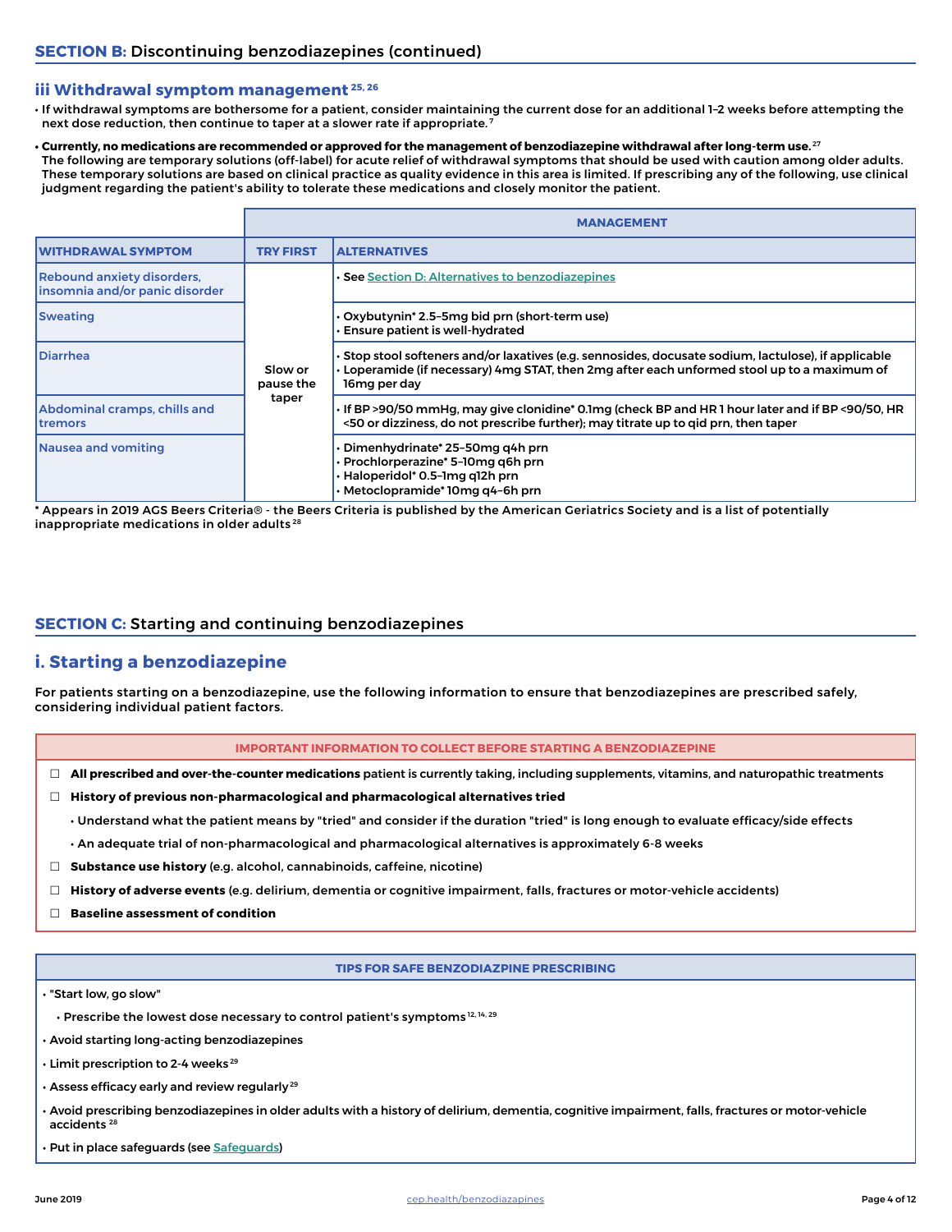## SECTION B: Discontinuing benzodiazepines (continued)

### iii Withdrawal symptom management[25, 26]

- If withdrawal symptoms are bothersome for a patient, consider maintaining the current dose for an additional 1–2 weeks before attempting the next dose reduction, then continue to taper at a slower rate if appropriate.[7]
- **Currently, no medications are recommended or approved for the management of benzodiazepine withdrawal after long-term use.**[27] The following are temporary solutions (off-label) for acute relief of withdrawal symptoms that should be used with caution among older adults. These temporary solutions are based on clinical practice as quality evidence in this area is limited. If prescribing any of the following, use clinical judgment regarding the patient's ability to tolerate these medications and closely monitor the patient.

| | MANAGEMENT | |
|---|---|---|
| **WITHDRAWAL SYMPTOM** | **TRY FIRST** | **ALTERNATIVES** |
| Rebound anxiety disorders, insomnia and/or panic disorder | Slow or pause the taper | • See Section D: Alternatives to benzodiazepines |
| Sweating | Slow or pause the taper | • Oxybutynin* 2.5–5mg bid prn (short-term use)<br>• Ensure patient is well-hydrated |
| Diarrhea | Slow or pause the taper | • Stop stool softeners and/or laxatives (e.g. sennosides, docusate sodium, lactulose), if applicable<br>• Loperamide (if necessary) 4mg STAT, then 2mg after each unformed stool up to a maximum of 16mg per day |
| Abdominal cramps, chills and tremors | Slow or pause the taper | • If BP >90/50 mmHg, may give clonidine* 0.1mg (check BP and HR 1 hour later and if BP <90/50, HR <50 or dizziness, do not prescribe further); may titrate up to qid prn, then taper |
| Nausea and vomiting | Slow or pause the taper | • Dimenhydrinate* 25–50mg q4h prn<br>• Prochlorperazine* 5–10mg q6h prn<br>• Haloperidol* 0.5–1mg q12h prn<br>• Metoclopramide* 10mg q4–6h prn |

\* Appears in 2019 AGS Beers Criteria® - the Beers Criteria is published by the American Geriatrics Society and is a list of potentially inappropriate medications in older adults[28]

## SECTION C: Starting and continuing benzodiazepines

### i. Starting a benzodiazepine

**For patients starting on a benzodiazepine, use the following information to ensure that benzodiazepines are prescribed safely, considering individual patient factors.**

**IMPORTANT INFORMATION TO COLLECT BEFORE STARTING A BENZODIAZEPINE**

- ☐ **All prescribed and over-the-counter medications** patient is currently taking, including supplements, vitamins, and naturopathic treatments
- ☐ **History of previous non-pharmacological and pharmacological alternatives tried**
  - Understand what the patient means by "tried" and consider if the duration "tried" is long enough to evaluate efficacy/side effects
  - An adequate trial of non-pharmacological and pharmacological alternatives is approximately 6-8 weeks
- ☐ **Substance use history** (e.g. alcohol, cannabinoids, caffeine, nicotine)
- ☐ **History of adverse events** (e.g. delirium, dementia or cognitive impairment, falls, fractures or motor-vehicle accidents)
- ☐ **Baseline assessment of condition**

**TIPS FOR SAFE BENZODIAZPINE PRESCRIBING**

- "Start low, go slow"
  - Prescribe the lowest dose necessary to control patient's symptoms[12, 14, 29]
- Avoid starting long-acting benzodiazepines
- Limit prescription to 2-4 weeks[29]
- Assess efficacy early and review regularly[29]
- Avoid prescribing benzodiazepines in older adults with a history of delirium, dementia, cognitive impairment, falls, fractures or motor-vehicle accidents[28]
- Put in place safeguards (see Safeguards)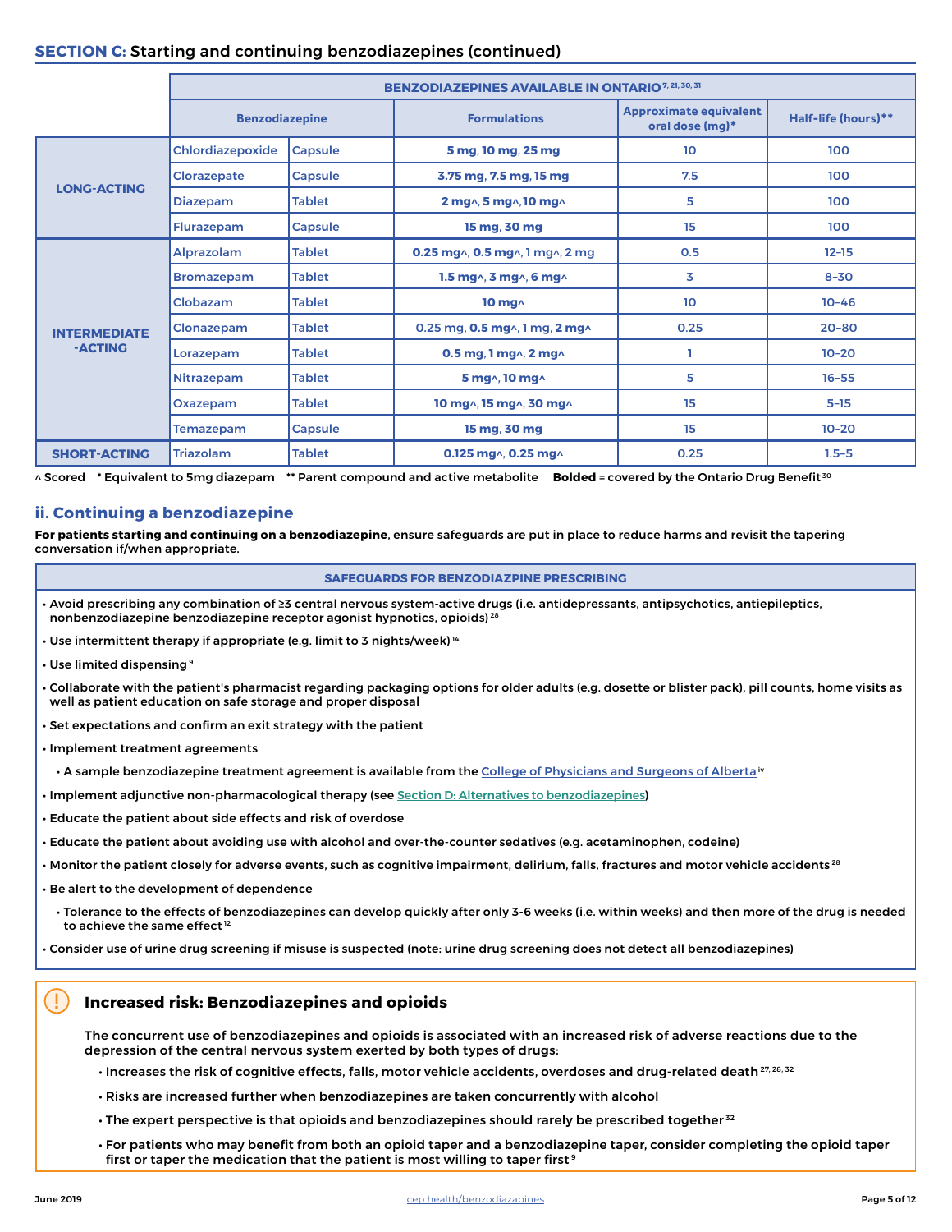## SECTION C: Starting and continuing benzodiazepines (continued)

| | BENZODIAZEPINES AVAILABLE IN ONTARIO[7, 21, 30, 31] | | | | |
|---|---|---|---|---|---|
| | Benzodiazepine | | Formulations | Approximate equivalent oral dose (mg)* | Half-life (hours)** |
| LONG-ACTING | Chlordiazepoxide | Capsule | **5 mg**, **10 mg**, **25 mg** | 10 | 100 |
| | Clorazepate | Capsule | **3.75 mg**, **7.5 mg**, **15 mg** | 7.5 | 100 |
| | Diazepam | Tablet | **2 mg^**, **5 mg^**, **10 mg^** | 5 | 100 |
| | Flurazepam | Capsule | **15 mg**, **30 mg** | 15 | 100 |
| INTERMEDIATE-ACTING | Alprazolam | Tablet | **0.25 mg^**, **0.5 mg^**, 1 mg^, 2 mg | 0.5 | 12–15 |
| | Bromazepam | Tablet | **1.5 mg^**, **3 mg^**, **6 mg^** | 3 | 8–30 |
| | Clobazam | Tablet | **10 mg^** | 10 | 10–46 |
| | Clonazepam | Tablet | 0.25 mg, **0.5 mg^**, 1 mg, **2 mg^** | 0.25 | 20–80 |
| | Lorazepam | Tablet | **0.5 mg**, **1 mg^**, **2 mg^** | 1 | 10–20 |
| | Nitrazepam | Tablet | **5 mg^**, **10 mg^** | 5 | 16–55 |
| | Oxazepam | Tablet | **10 mg^**, **15 mg^**, **30 mg^** | 15 | 5–15 |
| | Temazepam | Capsule | **15 mg**, **30 mg** | 15 | 10–20 |
| SHORT-ACTING | Triazolam | Tablet | **0.125 mg^**, **0.25 mg^** | 0.25 | 1.5–5 |

^ Scored  * Equivalent to 5mg diazepam  ** Parent compound and active metabolite  **Bolded** = covered by the Ontario Drug Benefit[30]

### ii. Continuing a benzodiazepine

**For patients starting and continuing on a benzodiazepine**, ensure safeguards are put in place to reduce harms and revisit the tapering conversation if/when appropriate.

**SAFEGUARDS FOR BENZODIAZPINE PRESCRIBING**

- Avoid prescribing any combination of ≥3 central nervous system-active drugs (i.e. antidepressants, antipsychotics, antiepileptics, nonbenzodiazepine benzodiazepine receptor agonist hypnotics, opioids)[28]
- Use intermittent therapy if appropriate (e.g. limit to 3 nights/week)[14]
- Use limited dispensing[9]
- Collaborate with the patient's pharmacist regarding packaging options for older adults (e.g. dosette or blister pack), pill counts, home visits as well as patient education on safe storage and proper disposal
- Set expectations and confirm an exit strategy with the patient
- Implement treatment agreements
  - A sample benzodiazepine treatment agreement is available from the College of Physicians and Surgeons of Alberta[iv]
- Implement adjunctive non-pharmacological therapy (see Section D: Alternatives to benzodiazepines)
- Educate the patient about side effects and risk of overdose
- Educate the patient about avoiding use with alcohol and over-the-counter sedatives (e.g. acetaminophen, codeine)
- Monitor the patient closely for adverse events, such as cognitive impairment, delirium, falls, fractures and motor vehicle accidents[28]
- Be alert to the development of dependence
  - Tolerance to the effects of benzodiazepines can develop quickly after only 3-6 weeks (i.e. within weeks) and then more of the drug is needed to achieve the same effect[12]
- Consider use of urine drug screening if misuse is suspected (note: urine drug screening does not detect all benzodiazepines)

### Increased risk: Benzodiazepines and opioids

The concurrent use of benzodiazepines and opioids is associated with an increased risk of adverse reactions due to the depression of the central nervous system exerted by both types of drugs:

- Increases the risk of cognitive effects, falls, motor vehicle accidents, overdoses and drug-related death[27, 28, 32]
- Risks are increased further when benzodiazepines are taken concurrently with alcohol
- The expert perspective is that opioids and benzodiazepines should rarely be prescribed together[32]
- For patients who may benefit from both an opioid taper and a benzodiazepine taper, consider completing the opioid taper first or taper the medication that the patient is most willing to taper first[9]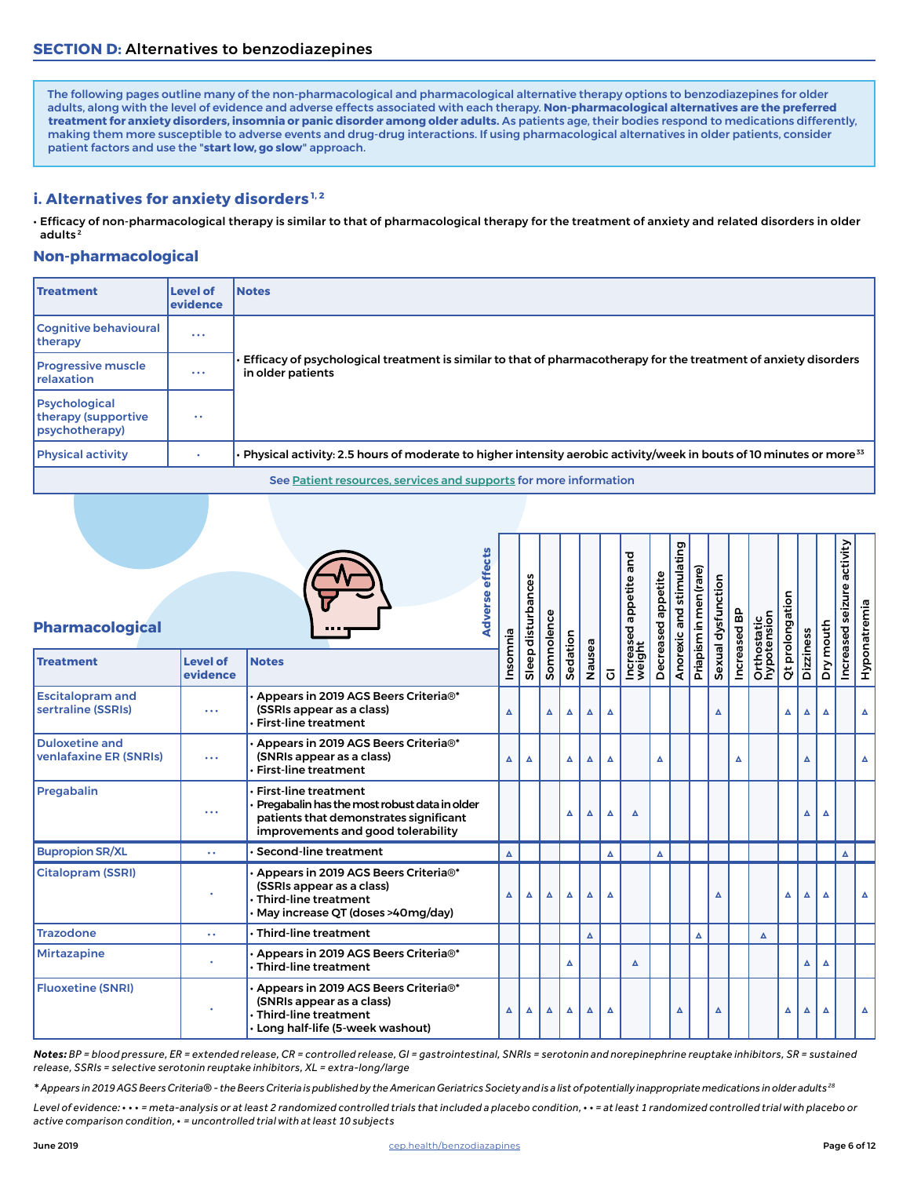## SECTION D: Alternatives to benzodiazepines

The following pages outline many of the non-pharmacological and pharmacological alternative therapy options to benzodiazepines for older adults, along with the level of evidence and adverse effects associated with each therapy. **Non-pharmacological alternatives are the preferred treatment for anxiety disorders, insomnia or panic disorder among older adults.** As patients age, their bodies respond to medications differently, making them more susceptible to adverse events and drug-drug interactions. If using pharmacological alternatives in older patients, consider patient factors and use the "**start low, go slow**" approach.

### i. Alternatives for anxiety disorders[1,2]

- Efficacy of non-pharmacological therapy is similar to that of pharmacological therapy for the treatment of anxiety and related disorders in older adults[2]

#### Non-pharmacological

| Treatment | Level of evidence | Notes |
|---|---|---|
| Cognitive behavioural therapy | • • • | • Efficacy of psychological treatment is similar to that of pharmacotherapy for the treatment of anxiety disorders in older patients |
| Progressive muscle relaxation | • • • | |
| Psychological therapy (supportive psychotherapy) | • • | |
| Physical activity | • | • Physical activity: 2.5 hours of moderate to higher intensity aerobic activity/week in bouts of 10 minutes or more[33] |
| See Patient resources, services and supports for more information | | |

#### Pharmacological

| Treatment | Level of evidence | Notes | Insomnia | Sleep disturbances | Somnolence | Sedation | Nausea | GI | Increased appetite and weight | Decreased appetite | Anorexic and stimulating | Priapism in men (rare) | Sexual dysfunction | Increased BP | Orthostatic hypotension | Qt prolongation | Dizziness | Dry mouth | Increased seizure activity | Hyponatremia |
|---|---|---|---|---|---|---|---|---|---|---|---|---|---|---|---|---|---|---|---|---|
| Escitalopram and sertraline (SSRIs) | • • • | • Appears in 2019 AGS Beers Criteria®* (SSRIs appear as a class)<br>• First-line treatment | ▵ | | ▵ | ▵ | ▵ | ▵ | | | | | ▵ | | | ▵ | ▵ | ▵ | | ▵ |
| Duloxetine and venlafaxine ER (SNRIs) | • • • | • Appears in 2019 AGS Beers Criteria®* (SNRIs appear as a class)<br>• First-line treatment | ▵ | ▵ | | ▵ | ▵ | ▵ | | ▵ | | | | ▵ | | | ▵ | | | ▵ |
| Pregabalin | • • • | • First-line treatment<br>• Pregabalin has the most robust data in older patients that demonstrates significant improvements and good tolerability | | | | ▵ | ▵ | ▵ | ▵ | | | | | | | | ▵ | ▵ | | |
| Bupropion SR/XL | • • | • Second-line treatment | ▵ | | | | | ▵ | | ▵ | | | | | | | | | ▵ | |
| Citalopram (SSRI) | • | • Appears in 2019 AGS Beers Criteria®* (SSRIs appear as a class)<br>• Third-line treatment<br>• May increase QT (doses >40mg/day) | ▵ | ▵ | ▵ | ▵ | ▵ | ▵ | | | | | ▵ | | | ▵ | ▵ | ▵ | | ▵ |
| Trazodone | • • | • Third-line treatment | | | | | ▵ | | | | | ▵ | | | ▵ | | | | | |
| Mirtazapine | • | • Appears in 2019 AGS Beers Criteria®*<br>• Third-line treatment | | | | ▵ | | | ▵ | | | | | | | | ▵ | ▵ | | |
| Fluoxetine (SNRI) | • | • Appears in 2019 AGS Beers Criteria®* (SNRIs appear as a class)<br>• Third-line treatment<br>• Long half-life (5-week washout) | ▵ | ▵ | ▵ | ▵ | ▵ | ▵ | | | ▵ | | ▵ | | | ▵ | ▵ | ▵ | | ▵ |

*Notes: BP = blood pressure, ER = extended release, CR = controlled release, GI = gastrointestinal, SNRIs = serotonin and norepinephrine reuptake inhibitors, SR = sustained release, SSRIs = selective serotonin reuptake inhibitors, XL = extra-long/large*

*\* Appears in 2019 AGS Beers Criteria® - the Beers Criteria is published by the American Geriatrics Society and is a list of potentially inappropriate medications in older adults[28]*

*Level of evidence: • • • = meta-analysis or at least 2 randomized controlled trials that included a placebo condition, • • = at least 1 randomized controlled trial with placebo or active comparison condition, • = uncontrolled trial with at least 10 subjects*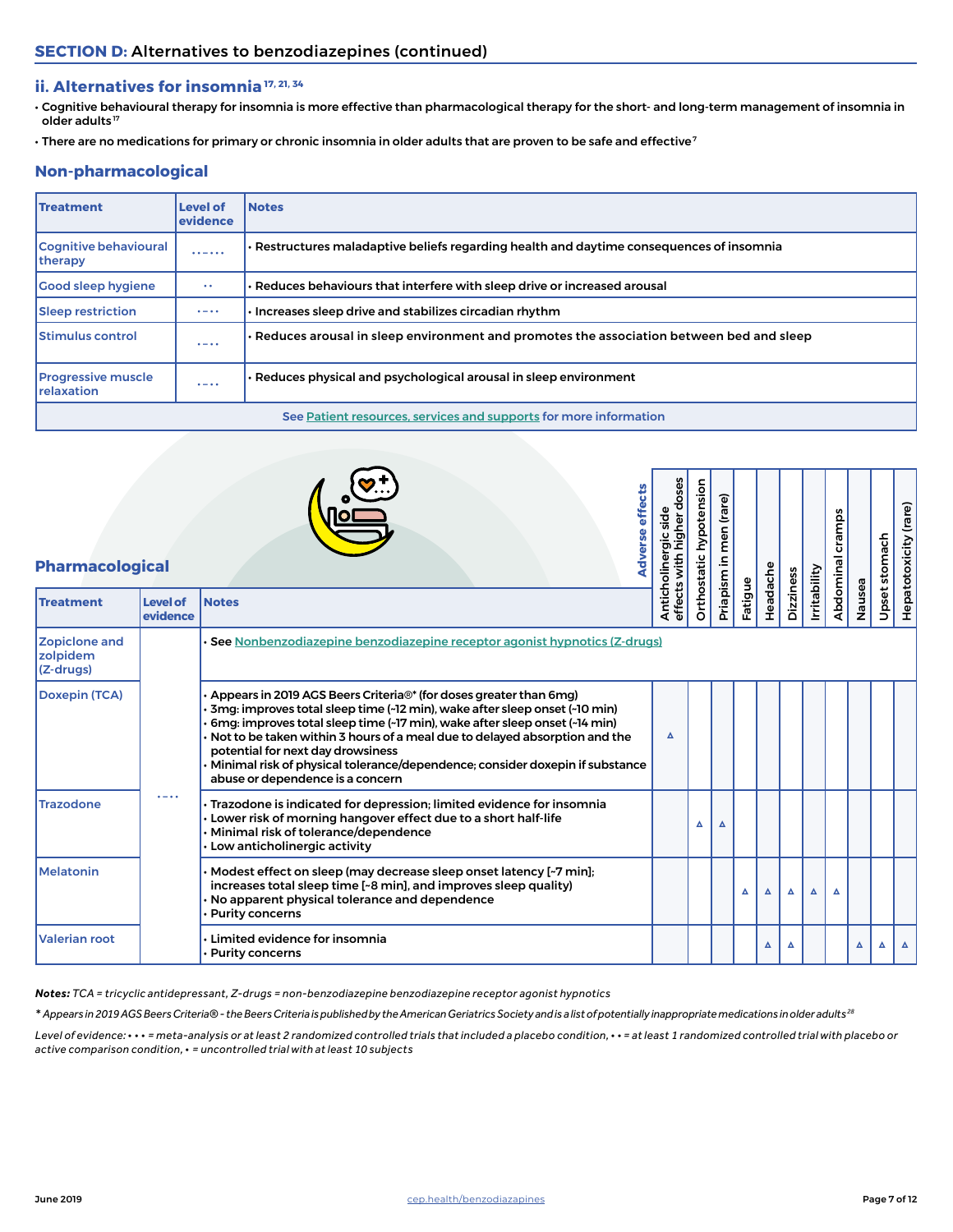## SECTION D: Alternatives to benzodiazepines (continued)

### ii. Alternatives for insomnia [17, 21, 34]

- Cognitive behavioural therapy for insomnia is more effective than pharmacological therapy for the short- and long-term management of insomnia in older adults[17]
- There are no medications for primary or chronic insomnia in older adults that are proven to be safe and effective[7]

### Non-pharmacological

| Treatment | Level of evidence | Notes |
|---|---|---|
| Cognitive behavioural therapy | • • • | • Restructures maladaptive beliefs regarding health and daytime consequences of insomnia |
| Good sleep hygiene | • • | • Reduces behaviours that interfere with sleep drive or increased arousal |
| Sleep restriction | • • • | • Increases sleep drive and stabilizes circadian rhythm |
| Stimulus control | • • • | • Reduces arousal in sleep environment and promotes the association between bed and sleep |
| Progressive muscle relaxation | • • • | • Reduces physical and psychological arousal in sleep environment |

See Patient resources, services and supports for more information

### Pharmacological

| Treatment | Level of evidence | Notes | Anticholinergic side effects with higher doses | Orthostatic hypotension | Priapism in men (rare) | Fatigue | Headache | Dizziness | Irritability | Abdominal cramps | Nausea | Upset stomach | Hepatotoxicity (rare) |
|---|---|---|---|---|---|---|---|---|---|---|---|---|---|
| Zopiclone and zolpidem (Z-drugs) | • • • | • See Nonbenzodiazepine benzodiazepine receptor agonist hypnotics (Z-drugs) | | | | | | | | | | | |
| Doxepin (TCA) | • • • | • Appears in 2019 AGS Beers Criteria®* (for doses greater than 6mg)<br>• 3mg: improves total sleep time (~12 min), wake after sleep onset (~10 min)<br>• 6mg: improves total sleep time (~17 min), wake after sleep onset (~14 min)<br>• Not to be taken within 3 hours of a meal due to delayed absorption and the potential for next day drowsiness<br>• Minimal risk of physical tolerance/dependence; consider doxepin if substance abuse or dependence is a concern | ▵ | | | | | | | | | | |
| Trazodone | • • • | • Trazodone is indicated for depression; limited evidence for insomnia<br>• Lower risk of morning hangover effect due to a short half-life<br>• Minimal risk of tolerance/dependence<br>• Low anticholinergic activity | | ▵ | ▵ | | | | | | | | |
| Melatonin | • • • | • Modest effect on sleep (may decrease sleep onset latency [~7 min]; increases total sleep time [~8 min], and improves sleep quality)<br>• No apparent physical tolerance and dependence<br>• Purity concerns | | | | ▵ | ▵ | ▵ | ▵ | ▵ | | | |
| Valerian root | • • • | • Limited evidence for insomnia<br>• Purity concerns | | | | | ▵ | ▵ | | | ▵ | ▵ | ▵ |

*Notes: TCA = tricyclic antidepressant, Z-drugs = non-benzodiazepine benzodiazepine receptor agonist hypnotics*

*\* Appears in 2019 AGS Beers Criteria® - the Beers Criteria is published by the American Geriatrics Society and is a list of potentially inappropriate medications in older adults[28]*

*Level of evidence: • • • = meta-analysis or at least 2 randomized controlled trials that included a placebo condition, • • = at least 1 randomized controlled trial with placebo or active comparison condition, • = uncontrolled trial with at least 10 subjects*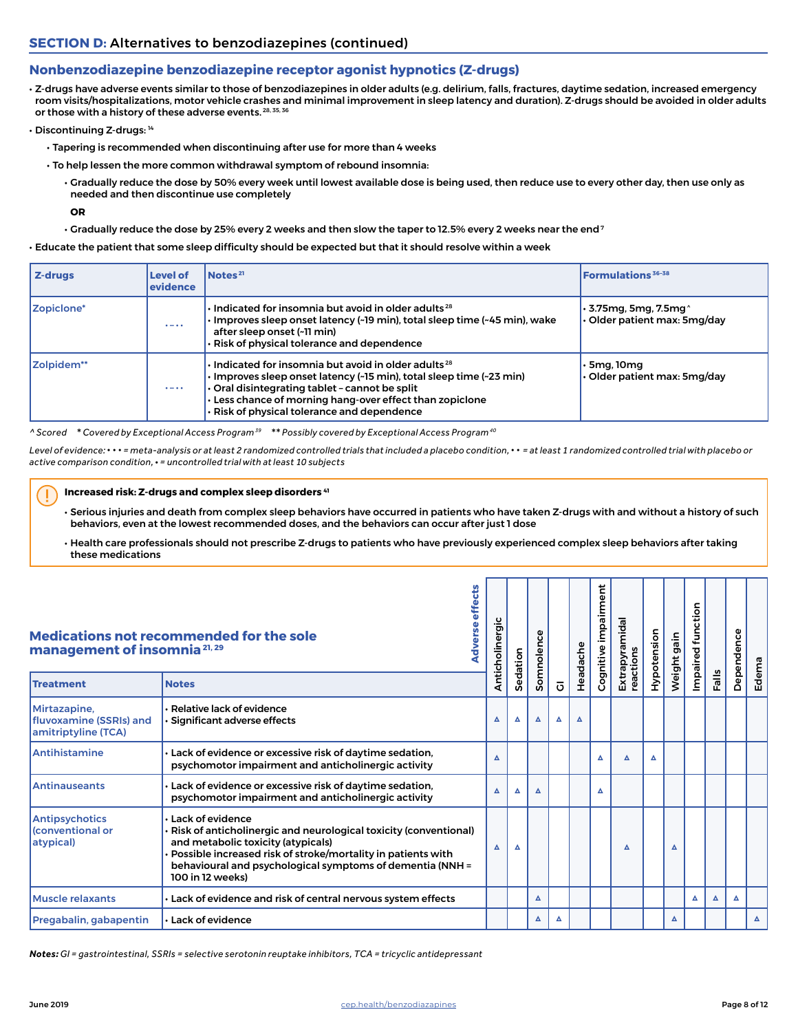## SECTION D: Alternatives to benzodiazepines (continued)

### Nonbenzodiazepine benzodiazepine receptor agonist hypnotics (Z-drugs)

- Z-drugs have adverse events similar to those of benzodiazepines in older adults (e.g. delirium, falls, fractures, daytime sedation, increased emergency room visits/hospitalizations, motor vehicle crashes and minimal improvement in sleep latency and duration). Z-drugs should be avoided in older adults or those with a history of these adverse events.[28, 35, 36]
- Discontinuing Z-drugs:[14]
  - Tapering is recommended when discontinuing after use for more than 4 weeks
  - To help lessen the more common withdrawal symptom of rebound insomnia:
    - Gradually reduce the dose by 50% every week until lowest available dose is being used, then reduce use to every other day, then use only as needed and then discontinue use completely

      **OR**
    - Gradually reduce the dose by 25% every 2 weeks and then slow the taper to 12.5% every 2 weeks near the end[7]
- Educate the patient that some sleep difficulty should be expected but that it should resolve within a week

| Z-drugs | Level of evidence | Notes[21] | Formulations[36–38] |
|---|---|---|---|
| Zopiclone* | • • • | • Indicated for insomnia but avoid in older adults[28]<br>• Improves sleep onset latency (~19 min), total sleep time (~45 min), wake after sleep onset (~11 min)<br>• Risk of physical tolerance and dependence | • 3.75mg, 5mg, 7.5mg^<br>• Older patient max: 5mg/day |
| Zolpidem** | • • • | • Indicated for insomnia but avoid in older adults[28]<br>• Improves sleep onset latency (~15 min), total sleep time (~23 min)<br>• Oral disintegrating tablet – cannot be split<br>• Less chance of morning hang-over effect than zopiclone<br>• Risk of physical tolerance and dependence | • 5mg, 10mg<br>• Older patient max: 5mg/day |

*^ Scored   * Covered by Exceptional Access Program[39]   ** Possibly covered by Exceptional Access Program[40]*

*Level of evidence: • • • = meta-analysis or at least 2 randomized controlled trials that included a placebo condition, • • = at least 1 randomized controlled trial with placebo or active comparison condition, • = uncontrolled trial with at least 10 subjects*

> **Increased risk: Z-drugs and complex sleep disorders**[41]
>
> - Serious injuries and death from complex sleep behaviors have occurred in patients who have taken Z-drugs with and without a history of such behaviors, even at the lowest recommended doses, and the behaviors can occur after just 1 dose
> - Health care professionals should not prescribe Z-drugs to patients who have previously experienced complex sleep behaviors after taking these medications

### Medications not recommended for the sole management of insomnia[21, 29]

| Treatment | Notes | Anticholinergic | Sedation | Somnolence | GI | Headache | Cognitive impairment | Extrapyramidal reactions | Hypotension | Weight gain | Impaired function | Falls | Dependence | Edema |
|---|---|---|---|---|---|---|---|---|---|---|---|---|---|---|
| Mirtazapine, fluvoxamine (SSRIs) and amitriptyline (TCA) | • Relative lack of evidence<br>• Significant adverse effects | ▲ | ▲ | ▲ | ▲ | ▲ | | | | | | | | |
| Antihistamine | • Lack of evidence or excessive risk of daytime sedation, psychomotor impairment and anticholinergic activity | ▲ | | | | | ▲ | ▲ | ▲ | | | | | |
| Antinauseants | • Lack of evidence or excessive risk of daytime sedation, psychomotor impairment and anticholinergic activity | ▲ | ▲ | ▲ | | | ▲ | | | | | | | |
| Antipsychotics (conventional or atypical) | • Lack of evidence<br>• Risk of anticholinergic and neurological toxicity (conventional) and metabolic toxicity (atypicals)<br>• Possible increased risk of stroke/mortality in patients with behavioural and psychological symptoms of dementia (NNH = 100 in 12 weeks) | ▲ | ▲ | | | | | ▲ | | ▲ | | | | |
| Muscle relaxants | • Lack of evidence and risk of central nervous system effects | | | ▲ | | | | | | | ▲ | ▲ | ▲ | |
| Pregabalin, gabapentin | • Lack of evidence | | | ▲ | ▲ | | | | | ▲ | | | | ▲ |

***Notes:** GI = gastrointestinal, SSRIs = selective serotonin reuptake inhibitors, TCA = tricyclic antidepressant*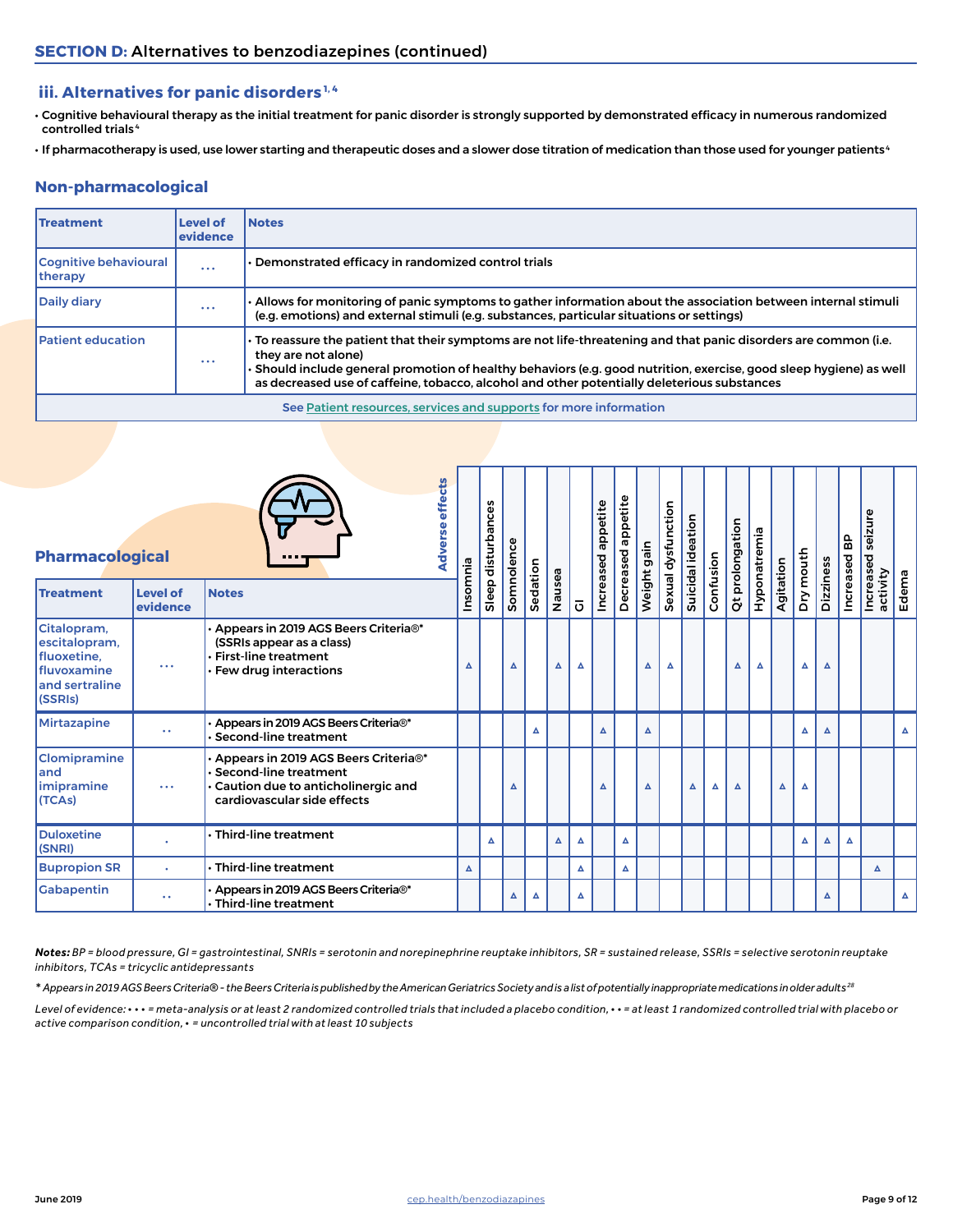## SECTION D: Alternatives to benzodiazepines (continued)

### iii. Alternatives for panic disorders[1,4]

- Cognitive behavioural therapy as the initial treatment for panic disorder is strongly supported by demonstrated efficacy in numerous randomized controlled trials[4]
- If pharmacotherapy is used, use lower starting and therapeutic doses and a slower dose titration of medication than those used for younger patients[4]

### Non-pharmacological

| Treatment | Level of evidence | Notes |
|---|---|---|
| Cognitive behavioural therapy | • • • | • Demonstrated efficacy in randomized control trials |
| Daily diary | • • • | • Allows for monitoring of panic symptoms to gather information about the association between internal stimuli (e.g. emotions) and external stimuli (e.g. substances, particular situations or settings) |
| Patient education | • • • | • To reassure the patient that their symptoms are not life-threatening and that panic disorders are common (i.e. they are not alone)<br>• Should include general promotion of healthy behaviors (e.g. good nutrition, exercise, good sleep hygiene) as well as decreased use of caffeine, tobacco, alcohol and other potentially deleterious substances |
| See Patient resources, services and supports for more information | | |

### Pharmacological

| Treatment | Level of evidence | Notes | Insomnia | Sleep disturbances | Somnolence | Sedation | Nausea | GI | Increased appetite | Decreased appetite | Weight gain | Sexual dysfunction | Suicidal ideation | Confusion | Qt prolongation | Hyponatremia | Agitation | Dry mouth | Dizziness | Increased BP | Increased seizure activity | Edema |
|---|---|---|---|---|---|---|---|---|---|---|---|---|---|---|---|---|---|---|---|---|---|---|
| Citalopram, escitalopram, fluoxetine, fluvoxamine and sertraline (SSRIs) | • • • | • Appears in 2019 AGS Beers Criteria®* (SSRIs appear as a class)<br>• First-line treatment<br>• Few drug interactions | ▲ | | ▲ | | ▲ | ▲ | | | ▲ | ▲ | | | ▲ | ▲ | | ▲ | ▲ | | | |
| Mirtazapine | • • | • Appears in 2019 AGS Beers Criteria®*<br>• Second-line treatment | | | | ▲ | | | ▲ | | ▲ | | | | | | | ▲ | ▲ | | | ▲ |
| Clomipramine and imipramine (TCAs) | • • • | • Appears in 2019 AGS Beers Criteria®*<br>• Second-line treatment<br>• Caution due to anticholinergic and cardiovascular side effects | | | ▲ | | | | ▲ | | ▲ | | ▲ | ▲ | ▲ | | ▲ | ▲ | | | | |
| Duloxetine (SNRI) | • | • Third-line treatment | | ▲ | | | ▲ | ▲ | | ▲ | | | | | | | | ▲ | ▲ | ▲ | | |
| Bupropion SR | • | • Third-line treatment | ▲ | | | | | ▲ | | ▲ | | | | | | | | | | | ▲ | |
| Gabapentin | • • | • Appears in 2019 AGS Beers Criteria®*<br>• Third-line treatment | | | ▲ | ▲ | | ▲ | | | | | | | | | | | ▲ | | | ▲ |

*Notes: BP = blood pressure, GI = gastrointestinal, SNRIs = serotonin and norepinephrine reuptake inhibitors, SR = sustained release, SSRIs = selective serotonin reuptake inhibitors, TCAs = tricyclic antidepressants*

*\* Appears in 2019 AGS Beers Criteria® - the Beers Criteria is published by the American Geriatrics Society and is a list of potentially inappropriate medications in older adults[28]*

*Level of evidence: • • • = meta-analysis or at least 2 randomized controlled trials that included a placebo condition, • • = at least 1 randomized controlled trial with placebo or active comparison condition, • = uncontrolled trial with at least 10 subjects*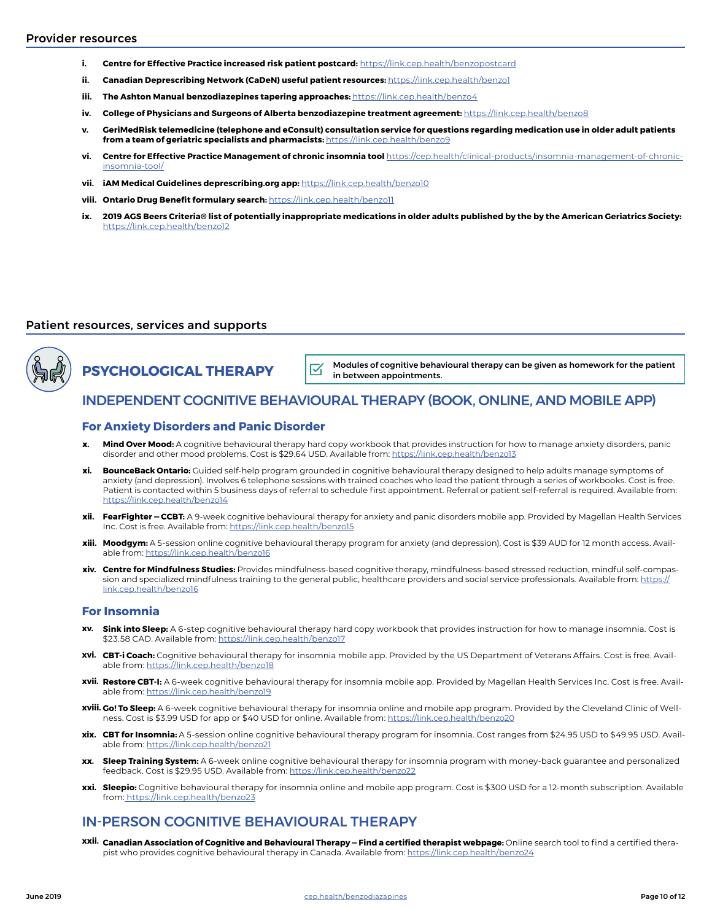## Provider resources

i. **Centre for Effective Practice increased risk patient postcard:** https://link.cep.health/benzopostcard

ii. **Canadian Deprescribing Network (CaDeN) useful patient resources:** https://link.cep.health/benzo1

iii. **The Ashton Manual benzodiazepines tapering approaches:** https://link.cep.health/benzo4

iv. **College of Physicians and Surgeons of Alberta benzodiazepine treatment agreement:** https://link.cep.health/benzo8

v. **GeriMedRisk telemedicine (telephone and eConsult) consultation service for questions regarding medication use in older adult patients from a team of geriatric specialists and pharmacists:** https://link.cep.health/benzo9

vi. **Centre for Effective Practice Management of chronic insomnia tool** https://cep.health/clinical-products/insomnia-management-of-chronic-insomnia-tool/

vii. **iAM Medical Guidelines deprescribing.org app:** https://link.cep.health/benzo10

viii. **Ontario Drug Benefit formulary search:** https://link.cep.health/benzo11

ix. **2019 AGS Beers Criteria® list of potentially inappropriate medications in older adults published by the by the American Geriatrics Society:** https://link.cep.health/benzo12

## Patient resources, services and supports

### PSYCHOLOGICAL THERAPY

**Modules of cognitive behavioural therapy can be given as homework for the patient in between appointments.**

### INDEPENDENT COGNITIVE BEHAVIOURAL THERAPY (BOOK, ONLINE, AND MOBILE APP)

#### For Anxiety Disorders and Panic Disorder

x. **Mind Over Mood:** A cognitive behavioural therapy hard copy workbook that provides instruction for how to manage anxiety disorders, panic disorder and other mood problems. Cost is $29.64 USD. Available from: https://link.cep.health/benzo13

xi. **BounceBack Ontario:** Guided self-help program grounded in cognitive behavioural therapy designed to help adults manage symptoms of anxiety (and depression). Involves 6 telephone sessions with trained coaches who lead the patient through a series of workbooks. Cost is free. Patient is contacted within 5 business days of referral to schedule first appointment. Referral or patient self-referral is required. Available from: https://link.cep.health/benzo14

xii. **FearFighter – CCBT:** A 9-week cognitive behavioural therapy for anxiety and panic disorders mobile app. Provided by Magellan Health Services Inc. Cost is free. Available from: https://link.cep.health/benzo15

xiii. **Moodgym:** A 5-session online cognitive behavioural therapy program for anxiety (and depression). Cost is $39 AUD for 12 month access. Available from: https://link.cep.health/benzo16

xiv. **Centre for Mindfulness Studies:** Provides mindfulness-based cognitive therapy, mindfulness-based stressed reduction, mindful self-compassion and specialized mindfulness training to the general public, healthcare providers and social service professionals. Available from: https://link.cep.health/benzo16

#### For Insomnia

xv. **Sink into Sleep:** A 6-step cognitive behavioural therapy hard copy workbook that provides instruction for how to manage insomnia. Cost is $23.58 CAD. Available from: https://link.cep.health/benzo17

xvi. **CBT-i Coach:** Cognitive behavioural therapy for insomnia mobile app. Provided by the US Department of Veterans Affairs. Cost is free. Available from: https://link.cep.health/benzo18

xvii. **Restore CBT-I:** A 6-week cognitive behavioural therapy for insomnia mobile app. Provided by Magellan Health Services Inc. Cost is free. Available from: https://link.cep.health/benzo19

xviii. **Go! To Sleep:** A 6-week cognitive behavioural therapy for insomnia online and mobile app program. Provided by the Cleveland Clinic of Wellness. Cost is $3.99 USD for app or $40 USD for online. Available from: https://link.cep.health/benzo20

xix. **CBT for Insomnia:** A 5-session online cognitive behavioural therapy program for insomnia. Cost ranges from $24.95 USD to $49.95 USD. Available from: https://link.cep.health/benzo21

xx. **Sleep Training System:** A 6-week online cognitive behavioural therapy for insomnia program with money-back guarantee and personalized feedback. Cost is $29.95 USD. Available from: https://link.cep.health/benzo22

xxi. **Sleepio:** Cognitive behavioural therapy for insomnia online and mobile app program. Cost is $300 USD for a 12-month subscription. Available from: https://link.cep.health/benzo23

### IN-PERSON COGNITIVE BEHAVIOURAL THERAPY

xxii. **Canadian Association of Cognitive and Behavioural Therapy – Find a certified therapist webpage:** Online search tool to find a certified therapist who provides cognitive behavioural therapy in Canada. Available from: https://link.cep.health/benzo24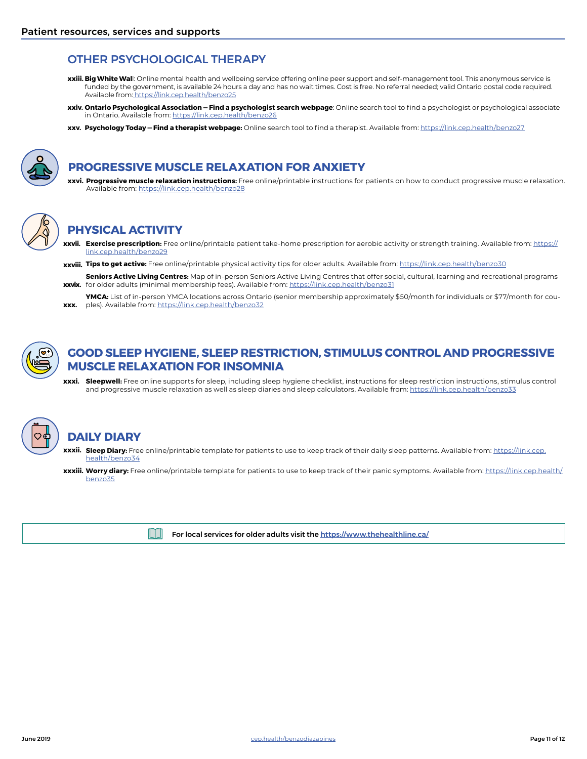## OTHER PSYCHOLOGICAL THERAPY

- **xxiii. Big White Wall**: Online mental health and wellbeing service offering online peer support and self-management tool. This anonymous service is funded by the government, is available 24 hours a day and has no wait times. Cost is free. No referral needed; valid Ontario postal code required. Available from: https://link.cep.health/benzo25
- **xxiv. Ontario Psychological Association – Find a psychologist search webpage**: Online search tool to find a psychologist or psychological associate in Ontario. Available from: https://link.cep.health/benzo26
- **xxv. Psychology Today – Find a therapist webpage:** Online search tool to find a therapist. Available from: https://link.cep.health/benzo27

## PROGRESSIVE MUSCLE RELAXATION FOR ANXIETY

- **xxvi. Progressive muscle relaxation instructions:** Free online/printable instructions for patients on how to conduct progressive muscle relaxation. Available from: https://link.cep.health/benzo28

## PHYSICAL ACTIVITY

- **xxvii. Exercise prescription:** Free online/printable patient take-home prescription for aerobic activity or strength training. Available from: https://link.cep.health/benzo29
- **xxviii. Tips to get active:** Free online/printable physical activity tips for older adults. Available from: https://link.cep.health/benzo30
- **xxvix. Seniors Active Living Centres:** Map of in-person Seniors Active Living Centres that offer social, cultural, learning and recreational programs for older adults (minimal membership fees). Available from: https://link.cep.health/benzo31
- **xxx. YMCA:** List of in-person YMCA locations across Ontario (senior membership approximately $50/month for individuals or $77/month for couples). Available from: https://link.cep.health/benzo32

## GOOD SLEEP HYGIENE, SLEEP RESTRICTION, STIMULUS CONTROL AND PROGRESSIVE MUSCLE RELAXATION FOR INSOMNIA

- **xxxi. Sleepwell:** Free online supports for sleep, including sleep hygiene checklist, instructions for sleep restriction instructions, stimulus control and progressive muscle relaxation as well as sleep diaries and sleep calculators. Available from: https://link.cep.health/benzo33

## DAILY DIARY

- **xxxii. Sleep Diary:** Free online/printable template for patients to use to keep track of their daily sleep patterns. Available from: https://link.cep.health/benzo34
- **xxxiii. Worry diary:** Free online/printable template for patients to use to keep track of their panic symptoms. Available from: https://link.cep.health/benzo35

**For local services for older adults visit the https://www.thehealthline.ca/**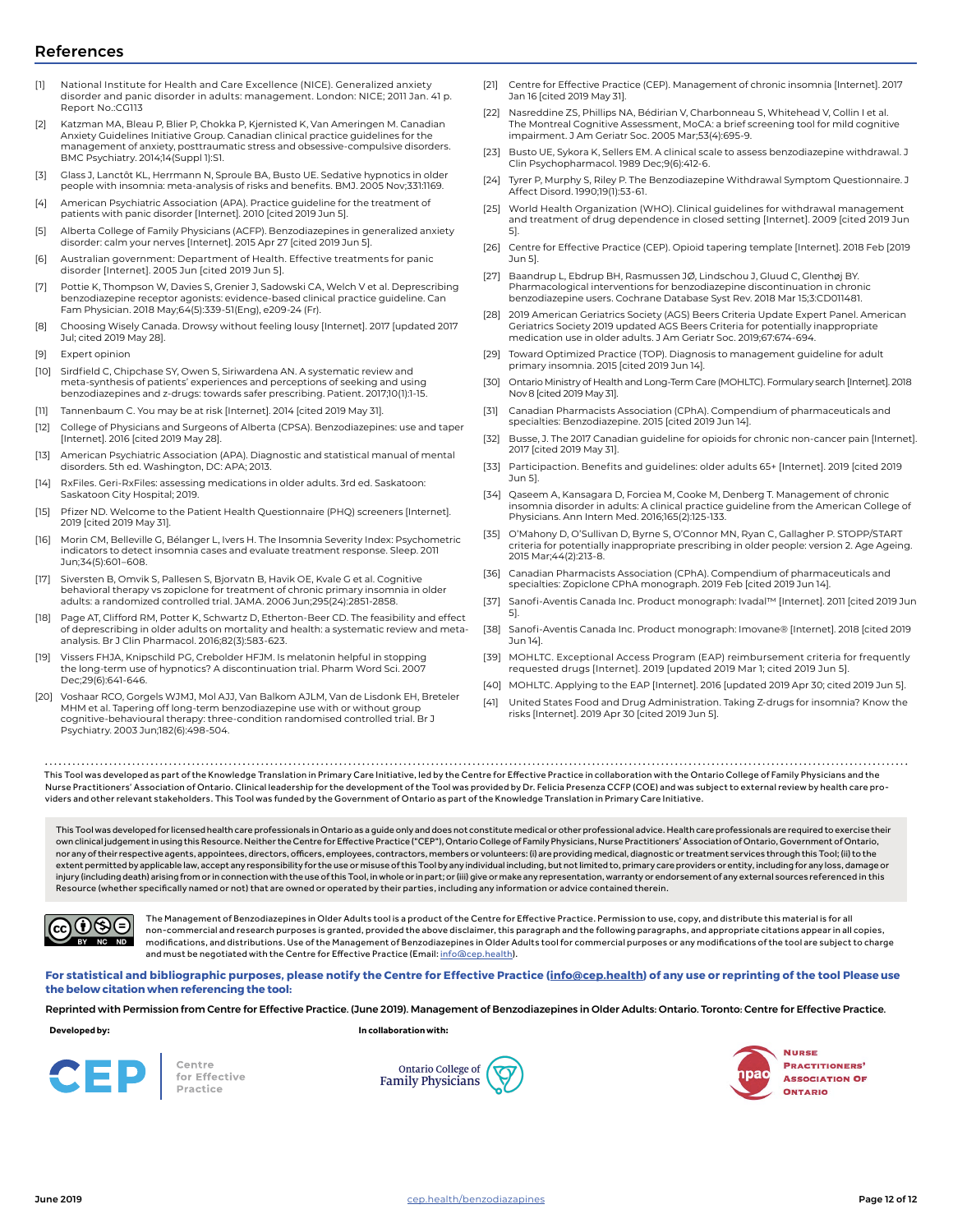## References

[1] National Institute for Health and Care Excellence (NICE). Generalized anxiety disorder and panic disorder in adults: management. London: NICE; 2011 Jan. 41 p. Report No.:CG113

[2] Katzman MA, Bleau P, Blier P, Chokka P, Kjernisted K, Van Ameringen M. Canadian Anxiety Guidelines Initiative Group. Canadian clinical practice guidelines for the management of anxiety, posttraumatic stress and obsessive-compulsive disorders. BMC Psychiatry. 2014;14(Suppl 1):S1.

[3] Glass J, Lanctôt KL, Herrmann N, Sproule BA, Busto UE. Sedative hypnotics in older people with insomnia: meta-analysis of risks and benefits. BMJ. 2005 Nov;331:1169.

[4] American Psychiatric Association (APA). Practice guideline for the treatment of patients with panic disorder [Internet]. 2010 [cited 2019 Jun 5].

[5] Alberta College of Family Physicians (ACFP). Benzodiazepines in generalized anxiety disorder: calm your nerves [Internet]. 2015 Apr 27 [cited 2019 Jun 5].

[6] Australian government: Department of Health. Effective treatments for panic disorder [Internet]. 2005 Jun [cited 2019 Jun 5].

[7] Pottie K, Thompson W, Davies S, Grenier J, Sadowski CA, Welch V et al. Deprescribing benzodiazepine receptor agonists: evidence-based clinical practice guideline. Can Fam Physician. 2018 May;64(5):339-51(Eng), e209-24 (Fr).

[8] Choosing Wisely Canada. Drowsy without feeling lousy [Internet]. 2017 [updated 2017 Jul; cited 2019 May 28].

[9] Expert opinion

[10] Sirdfield C, Chipchase SY, Owen S, Siriwardena AN. A systematic review and meta-synthesis of patients' experiences and perceptions of seeking and using benzodiazepines and z-drugs: towards safer prescribing. Patient. 2017;10(1):1-15.

[11] Tannenbaum C. You may be at risk [Internet]. 2014 [cited 2019 May 31].

[12] College of Physicians and Surgeons of Alberta (CPSA). Benzodiazepines: use and taper [Internet]. 2016 [cited 2019 May 28].

[13] American Psychiatric Association (APA). Diagnostic and statistical manual of mental disorders. 5th ed. Washington, DC: APA; 2013.

[14] RxFiles. Geri-RxFiles: assessing medications in older adults. 3rd ed. Saskatoon: Saskatoon City Hospital; 2019.

[15] Pfizer ND. Welcome to the Patient Health Questionnaire (PHQ) screeners [Internet]. 2019 [cited 2019 May 31].

[16] Morin CM, Belleville G, Bélanger L, Ivers H. The Insomnia Severity Index: Psychometric indicators to detect insomnia cases and evaluate treatment response. Sleep. 2011 Jun;34(5):601–608.

[17] Siversten B, Omvik S, Pallesen S, Bjorvatn B, Havik OE, Kvale G et al. Cognitive behavioral therapy vs zopiclone for treatment of chronic primary insomnia in older adults: a randomized controlled trial. JAMA. 2006 Jun;295(24):2851-2858.

[18] Page AT, Clifford RM, Potter K, Schwartz D, Etherton-Beer CD. The feasibility and effect of deprescribing in older adults on mortality and health: a systematic review and meta-analysis. Br J Clin Pharmacol. 2016;82(3):583-623.

[19] Vissers FHJA, Knipschild PG, Crebolder HFJM. Is melatonin helpful in stopping the long-term use of hypnotics? A discontinuation trial. Pharm World Sci. 2007 Dec;29(6):641-646.

[20] Voshaar RCO, Gorgels WJMJ, Mol AJJ, Van Balkom AJLM, Van de Lisdonk EH, Breteler MHM et al. Tapering off long-term benzodiazepine use with or without group cognitive-behavioural therapy: three-condition randomised controlled trial. Br J Psychiatry. 2003 Jun;182(6):498-504.

[21] Centre for Effective Practice (CEP). Management of chronic insomnia [Internet]. 2017 Jan 16 [cited 2019 May 31].

[22] Nasreddine ZS, Phillips NA, Bédirian V, Charbonneau S, Whitehead V, Collin I et al. The Montreal Cognitive Assessment, MoCA: a brief screening tool for mild cognitive impairment. J Am Geriatr Soc. 2005 Mar;53(4):695-9.

[23] Busto UE, Sykora K, Sellers EM. A clinical scale to assess benzodiazepine withdrawal. J Clin Psychopharmacol. 1989 Dec;9(6):412-6.

[24] Tyrer P, Murphy S, Riley P. The Benzodiazepine Withdrawal Symptom Questionnaire. J Affect Disord. 1990;19(1):53-61.

[25] World Health Organization (WHO). Clinical guidelines for withdrawal management and treatment of drug dependence in closed setting [Internet]. 2009 [cited 2019 Jun 5].

[26] Centre for Effective Practice (CEP). Opioid tapering template [Internet]. 2018 Feb [2019 Jun 5].

[27] Baandrup L, Ebdrup BH, Rasmussen JØ, Lindschou J, Gluud C, Glenthøj BY. Pharmacological interventions for benzodiazepine discontinuation in chronic benzodiazepine users. Cochrane Database Syst Rev. 2018 Mar 15;3:CD011481.

[28] 2019 American Geriatrics Society (AGS) Beers Criteria Update Expert Panel. American Geriatrics Society 2019 updated AGS Beers Criteria for potentially inappropriate medication use in older adults. J Am Geriatr Soc. 2019;67:674-694.

[29] Toward Optimized Practice (TOP). Diagnosis to management guideline for adult primary insomnia. 2015 [cited 2019 Jun 14].

[30] Ontario Ministry of Health and Long-Term Care (MOHLTC). Formulary search [Internet]. 2018 Nov 8 [cited 2019 May 31].

[31] Canadian Pharmacists Association (CPhA). Compendium of pharmaceuticals and specialties: Benzodiazepine. 2015 [cited 2019 Jun 14].

[32] Busse, J. The 2017 Canadian guideline for opioids for chronic non-cancer pain [Internet]. 2017 [cited 2019 May 31].

[33] Participaction. Benefits and guidelines: older adults 65+ [Internet]. 2019 [cited 2019 Jun 5].

[34] Qaseem A, Kansagara D, Forciea M, Cooke M, Denberg T. Management of chronic insomnia disorder in adults: A clinical practice guideline from the American College of Physicians. Ann Intern Med. 2016;165(2):125-133.

[35] O'Mahony D, O'Sullivan D, Byrne S, O'Connor MN, Ryan C, Gallagher P. STOPP/START criteria for potentially inappropriate prescribing in older people: version 2. Age Ageing. 2015 Mar;44(2):213-8.

[36] Canadian Pharmacists Association (CPhA). Compendium of pharmaceuticals and specialties: Zopiclone CPhA monograph. 2019 Feb [cited 2019 Jun 14].

[37] Sanofi-Aventis Canada Inc. Product monograph: Ivadal™ [Internet]. 2011 [cited 2019 Jun 5].

[38] Sanofi-Aventis Canada Inc. Product monograph: Imovane® [Internet]. 2018 [cited 2019 Jun 14].

[39] MOHLTC. Exceptional Access Program (EAP) reimbursement criteria for frequently requested drugs [Internet]. 2019 [updated 2019 Mar 1; cited 2019 Jun 5].

[40] MOHLTC. Applying to the EAP [Internet]. 2016 [updated 2019 Apr 30; cited 2019 Jun 5].

[41] United States Food and Drug Administration. Taking Z-drugs for insomnia? Know the risks [Internet]. 2019 Apr 30 [cited 2019 Jun 5].

This Tool was developed as part of the Knowledge Translation in Primary Care Initiative, led by the Centre for Effective Practice in collaboration with the Ontario College of Family Physicians and the Nurse Practitioners' Association of Ontario. Clinical leadership for the development of the Tool was provided by Dr. Felicia Presenza CCFP (COE) and was subject to external review by health care providers and other relevant stakeholders. This Tool was funded by the Government of Ontario as part of the Knowledge Translation in Primary Care Initiative.

This Tool was developed for licensed health care professionals in Ontario as a guide only and does not constitute medical or other professional advice. Health care professionals are required to exercise their own clinical judgement in using this Resource. Neither the Centre for Effective Practice ("CEP"), Ontario College of Family Physicians, Nurse Practitioners' Association of Ontario, Government of Ontario, nor any of their respective agents, appointees, directors, officers, employees, contractors, members or volunteers: (i) are providing medical, diagnostic or treatment services through this Tool; (ii) to the extent permitted by applicable law, accept any responsibility for the use or misuse of this Tool by any individual including, but not limited to, primary care providers or entity, including for any loss, damage or injury (including death) arising from or in connection with the use of this Tool, in whole or in part; or (iii) give or make any representation, warranty or endorsement of any external sources referenced in this Resource (whether specifically named or not) that are owned or operated by their parties, including any information or advice contained therein.

The Management of Benzodiazepines in Older Adults tool is a product of the Centre for Effective Practice. Permission to use, copy, and distribute this material is for all non-commercial and research purposes is granted, provided the above disclaimer, this paragraph and the following paragraphs, and appropriate citations appear in all copies, modifications, and distributions. Use of the Management of Benzodiazepines in Older Adults tool for commercial purposes or any modifications of the tool are subject to charge and must be negotiated with the Centre for Effective Practice (Email: info@cep.health).

**For statistical and bibliographic purposes, please notify the Centre for Effective Practice (info@cep.health) of any use or reprinting of the tool Please use the below citation when referencing the tool:**

**Reprinted with Permission from Centre for Effective Practice. (June 2019). Management of Benzodiazepines in Older Adults: Ontario. Toronto: Centre for Effective Practice.**

**Developed by:** Centre for Effective Practice

**In collaboration with:** Ontario College of Family Physicians; Nurse Practitioners' Association of Ontario

June 2019 — cep.health/benzodiazapines